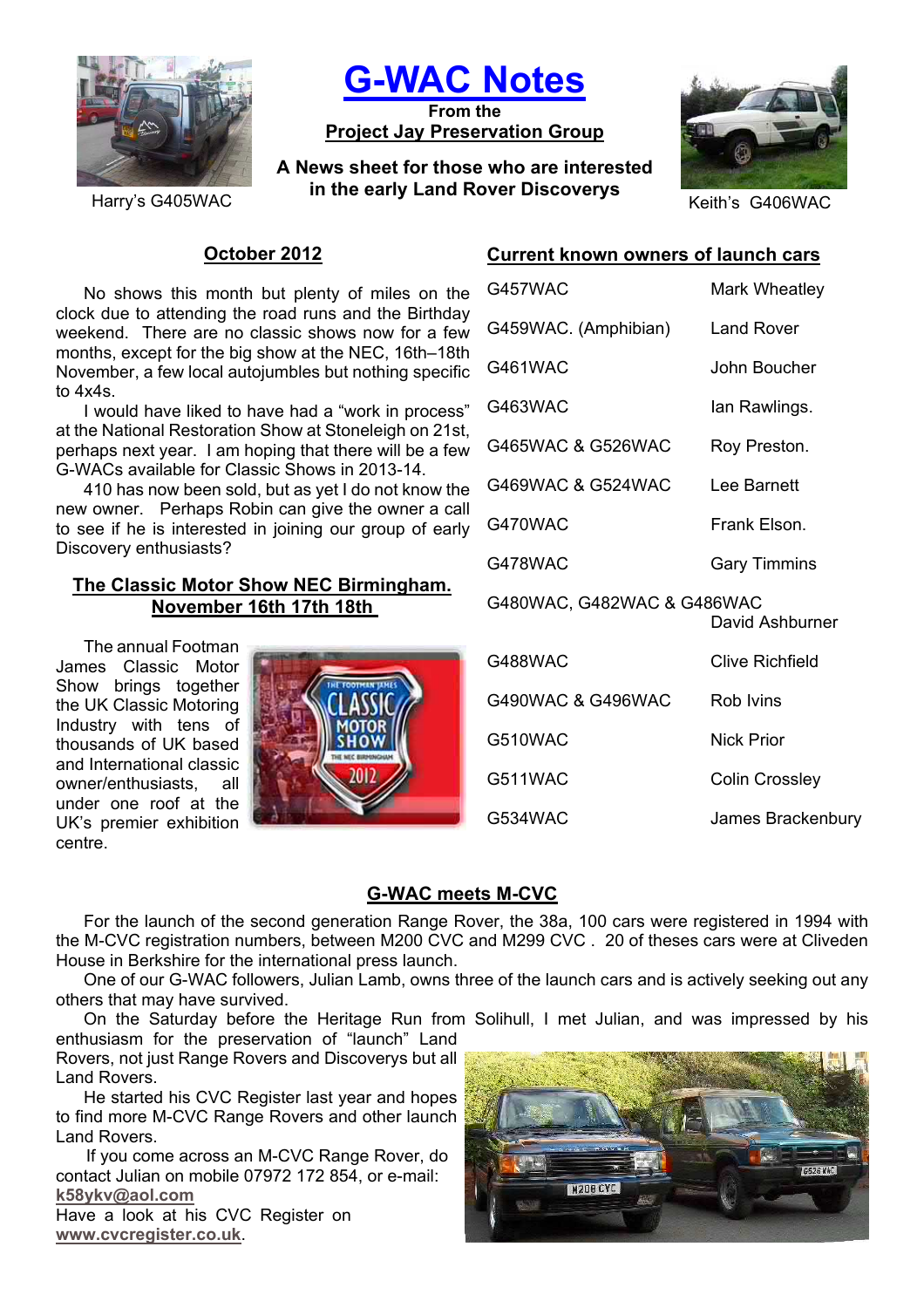Harry's G405WAC

# G-WAC Notes

**From the**
**Project Jay Preservation Group**

**A News sheet for those who are interested in the early Land Rover Discoverys**

Keith's G406WAC

## October 2012

No shows this month but plenty of miles on the clock due to attending the road runs and the Birthday weekend. There are no classic shows now for a few months, except for the big show at the NEC, 16th–18th November, a few local autojumbles but nothing specific to 4x4s.

I would have liked to have had a "work in process" at the National Restoration Show at Stoneleigh on 21st, perhaps next year. I am hoping that there will be a few G-WACs available for Classic Shows in 2013-14.

410 has now been sold, but as yet I do not know the new owner. Perhaps Robin can give the owner a call to see if he is interested in joining our group of early Discovery enthusiasts?

## The Classic Motor Show NEC Birmingham. November 16th 17th 18th

The annual Footman James Classic Motor Show brings together the UK Classic Motoring Industry with tens of thousands of UK based and International classic owner/enthusiasts, all under one roof at the UK's premier exhibition centre.

## Current known owners of launch cars

| | |
|---|---|
| G457WAC | Mark Wheatley |
| G459WAC. (Amphibian) | Land Rover |
| G461WAC | John Boucher |
| G463WAC | Ian Rawlings. |
| G465WAC & G526WAC | Roy Preston. |
| G469WAC & G524WAC | Lee Barnett |
| G470WAC | Frank Elson. |
| G478WAC | Gary Timmins |
| G480WAC, G482WAC & G486WAC | David Ashburner |
| G488WAC | Clive Richfield |
| G490WAC & G496WAC | Rob Ivins |
| G510WAC | Nick Prior |
| G511WAC | Colin Crossley |
| G534WAC | James Brackenbury |

## G-WAC meets M-CVC

For the launch of the second generation Range Rover, the 38a, 100 cars were registered in 1994 with the M-CVC registration numbers, between M200 CVC and M299 CVC . 20 of theses cars were at Cliveden House in Berkshire for the international press launch.

One of our G-WAC followers, Julian Lamb, owns three of the launch cars and is actively seeking out any others that may have survived.

On the Saturday before the Heritage Run from Solihull, I met Julian, and was impressed by his enthusiasm for the preservation of "launch" Land Rovers, not just Range Rovers and Discoverys but all Land Rovers.

He started his CVC Register last year and hopes to find more M-CVC Range Rovers and other launch Land Rovers.

If you come across an M-CVC Range Rover, do contact Julian on mobile 07972 172 854, or e-mail: **k58ykv@aol.com**

Have a look at his CVC Register on **www.cvcregister.co.uk**.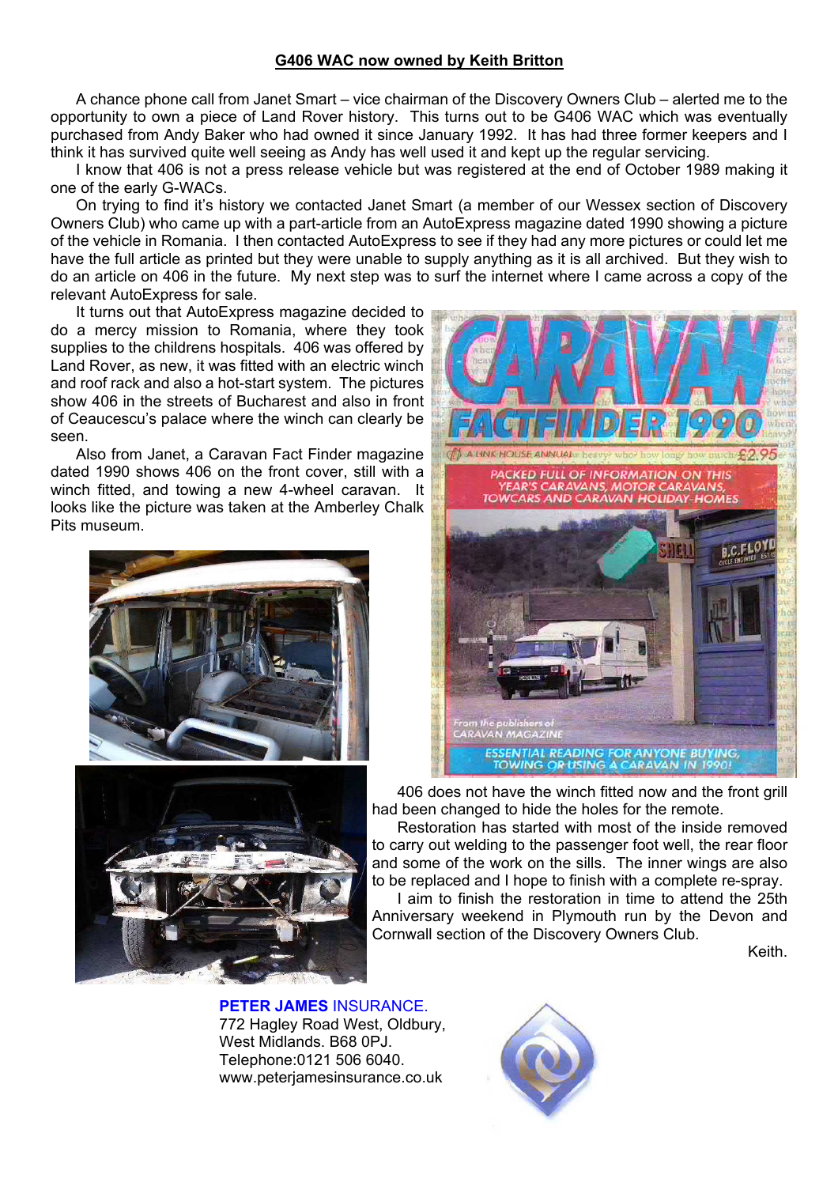## G406 WAC now owned by Keith Britton

A chance phone call from Janet Smart – vice chairman of the Discovery Owners Club – alerted me to the opportunity to own a piece of Land Rover history. This turns out to be G406 WAC which was eventually purchased from Andy Baker who had owned it since January 1992. It has had three former keepers and I think it has survived quite well seeing as Andy has well used it and kept up the regular servicing.

I know that 406 is not a press release vehicle but was registered at the end of October 1989 making it one of the early G-WACs.

On trying to find it's history we contacted Janet Smart (a member of our Wessex section of Discovery Owners Club) who came up with a part-article from an AutoExpress magazine dated 1990 showing a picture of the vehicle in Romania. I then contacted AutoExpress to see if they had any more pictures or could let me have the full article as printed but they were unable to supply anything as it is all archived. But they wish to do an article on 406 in the future. My next step was to surf the internet where I came across a copy of the relevant AutoExpress for sale.

It turns out that AutoExpress magazine decided to do a mercy mission to Romania, where they took supplies to the childrens hospitals. 406 was offered by Land Rover, as new, it was fitted with an electric winch and roof rack and also a hot-start system. The pictures show 406 in the streets of Bucharest and also in front of Ceaucescu's palace where the winch can clearly be seen.

Also from Janet, a Caravan Fact Finder magazine dated 1990 shows 406 on the front cover, still with a winch fitted, and towing a new 4-wheel caravan. It looks like the picture was taken at the Amberley Chalk Pits museum.

406 does not have the winch fitted now and the front grill had been changed to hide the holes for the remote.

Restoration has started with most of the inside removed to carry out welding to the passenger foot well, the rear floor and some of the work on the sills. The inner wings are also to be replaced and I hope to finish with a complete re-spray.

I aim to finish the restoration in time to attend the 25th Anniversary weekend in Plymouth run by the Devon and Cornwall section of the Discovery Owners Club.

Keith.

**PETER JAMES** INSURANCE.
772 Hagley Road West, Oldbury,
West Midlands. B68 0PJ.
Telephone:0121 506 6040.
www.peterjamesinsurance.co.uk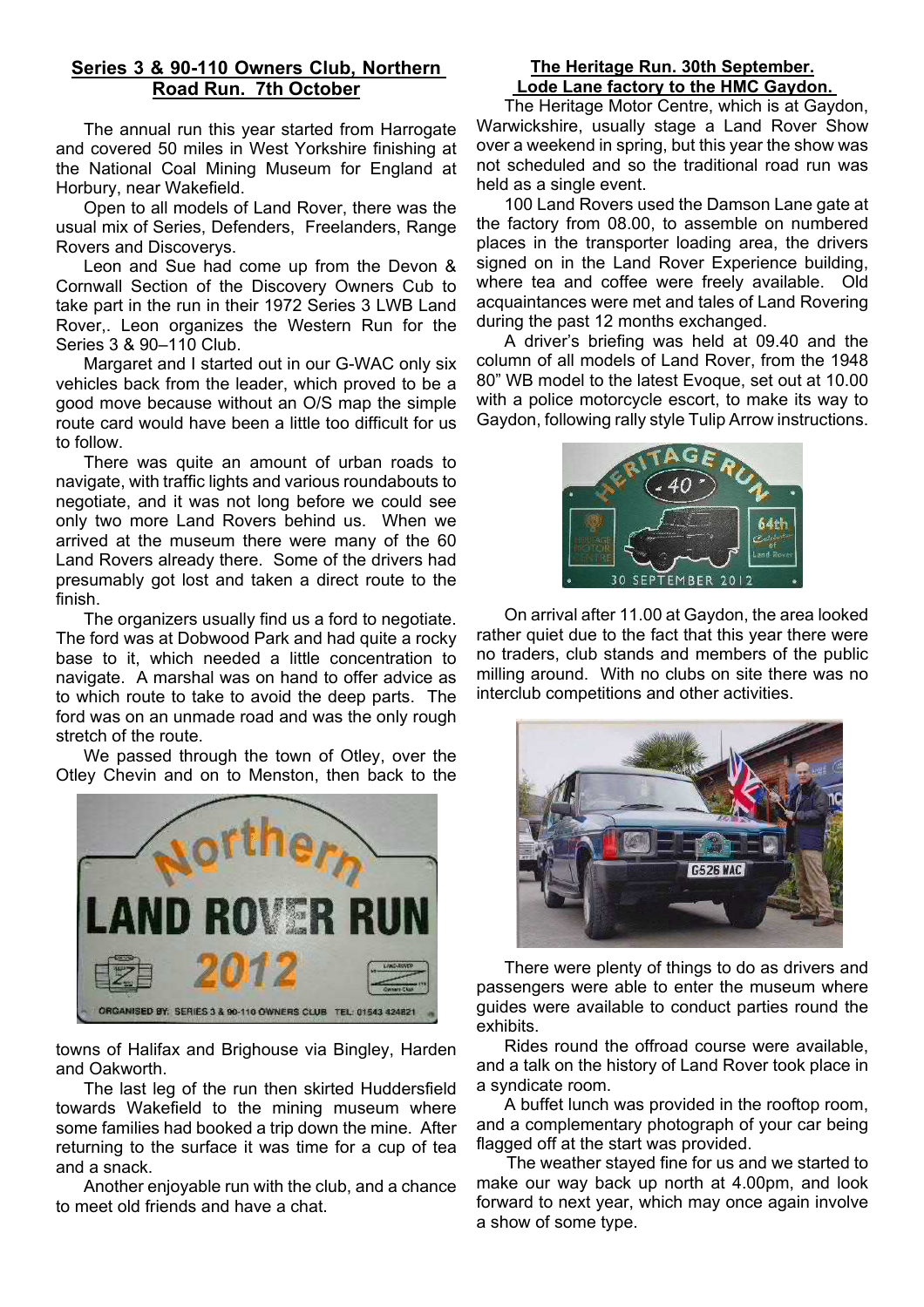## Series 3 & 90-110 Owners Club, Northern Road Run. 7th October

The annual run this year started from Harrogate and covered 50 miles in West Yorkshire finishing at the National Coal Mining Museum for England at Horbury, near Wakefield.

Open to all models of Land Rover, there was the usual mix of Series, Defenders, Freelanders, Range Rovers and Discoverys.

Leon and Sue had come up from the Devon & Cornwall Section of the Discovery Owners Cub to take part in the run in their 1972 Series 3 LWB Land Rover,. Leon organizes the Western Run for the Series 3 & 90–110 Club.

Margaret and I started out in our G-WAC only six vehicles back from the leader, which proved to be a good move because without an O/S map the simple route card would have been a little too difficult for us to follow.

There was quite an amount of urban roads to navigate, with traffic lights and various roundabouts to negotiate, and it was not long before we could see only two more Land Rovers behind us. When we arrived at the museum there were many of the 60 Land Rovers already there. Some of the drivers had presumably got lost and taken a direct route to the finish.

The organizers usually find us a ford to negotiate. The ford was at Dobwood Park and had quite a rocky base to it, which needed a little concentration to navigate. A marshal was on hand to offer advice as to which route to take to avoid the deep parts. The ford was on an unmade road and was the only rough stretch of the route.

We passed through the town of Otley, over the Otley Chevin and on to Menston, then back to the towns of Halifax and Brighouse via Bingley, Harden and Oakworth.

The last leg of the run then skirted Huddersfield towards Wakefield to the mining museum where some families had booked a trip down the mine. After returning to the surface it was time for a cup of tea and a snack.

Another enjoyable run with the club, and a chance to meet old friends and have a chat.

## The Heritage Run. 30th September. Lode Lane factory to the HMC Gaydon.

The Heritage Motor Centre, which is at Gaydon, Warwickshire, usually stage a Land Rover Show over a weekend in spring, but this year the show was not scheduled and so the traditional road run was held as a single event.

100 Land Rovers used the Damson Lane gate at the factory from 08.00, to assemble on numbered places in the transporter loading area, the drivers signed on in the Land Rover Experience building, where tea and coffee were freely available. Old acquaintances were met and tales of Land Rovering during the past 12 months exchanged.

A driver's briefing was held at 09.40 and the column of all models of Land Rover, from the 1948 80" WB model to the latest Evoque, set out at 10.00 with a police motorcycle escort, to make its way to Gaydon, following rally style Tulip Arrow instructions.

On arrival after 11.00 at Gaydon, the area looked rather quiet due to the fact that this year there were no traders, club stands and members of the public milling around. With no clubs on site there was no interclub competitions and other activities.

There were plenty of things to do as drivers and passengers were able to enter the museum where guides were available to conduct parties round the exhibits.

Rides round the offroad course were available, and a talk on the history of Land Rover took place in a syndicate room.

A buffet lunch was provided in the rooftop room, and a complementary photograph of your car being flagged off at the start was provided.

The weather stayed fine for us and we started to make our way back up north at 4.00pm, and look forward to next year, which may once again involve a show of some type.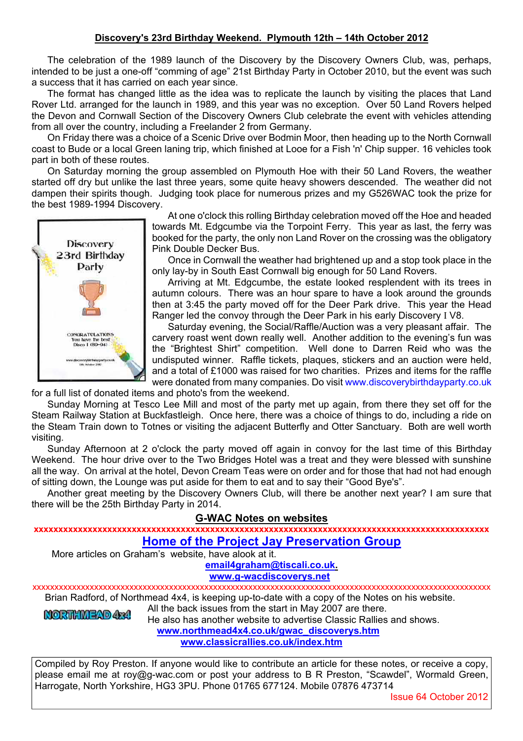## Discovery's 23rd Birthday Weekend. Plymouth 12th – 14th October 2012

The celebration of the 1989 launch of the Discovery by the Discovery Owners Club, was, perhaps, intended to be just a one-off "comming of age" 21st Birthday Party in October 2010, but the event was such a success that it has carried on each year since.

The format has changed little as the idea was to replicate the launch by visiting the places that Land Rover Ltd. arranged for the launch in 1989, and this year was no exception. Over 50 Land Rovers helped the Devon and Cornwall Section of the Discovery Owners Club celebrate the event with vehicles attending from all over the country, including a Freelander 2 from Germany.

On Friday there was a choice of a Scenic Drive over Bodmin Moor, then heading up to the North Cornwall coast to Bude or a local Green laning trip, which finished at Looe for a Fish 'n' Chip supper. 16 vehicles took part in both of these routes.

On Saturday morning the group assembled on Plymouth Hoe with their 50 Land Rovers, the weather started off dry but unlike the last three years, some quite heavy showers descended. The weather did not dampen their spirits though. Judging took place for numerous prizes and my G526WAC took the prize for the best 1989-1994 Discovery.

Discovery 23rd Birthday Party

CONGRATULATIONS You have the best Disco I (89-94)

www.discoverybirthdayparty.co.uk

At one o'clock this rolling Birthday celebration moved off the Hoe and headed towards Mt. Edgcumbe via the Torpoint Ferry. This year as last, the ferry was booked for the party, the only non Land Rover on the crossing was the obligatory Pink Double Decker Bus.

Once in Cornwall the weather had brightened up and a stop took place in the only lay-by in South East Cornwall big enough for 50 Land Rovers.

Arriving at Mt. Edgcumbe, the estate looked resplendent with its trees in autumn colours. There was an hour spare to have a look around the grounds then at 3:45 the party moved off for the Deer Park drive. This year the Head Ranger led the convoy through the Deer Park in his early Discovery I V8.

Saturday evening, the Social/Raffle/Auction was a very pleasant affair. The carvery roast went down really well. Another addition to the evening's fun was the "Brightest Shirt" competition. Well done to Darren Reid who was the undisputed winner. Raffle tickets, plaques, stickers and an auction were held, and a total of £1000 was raised for two charities. Prizes and items for the raffle were donated from many companies. Do visit www.discoverybirthdayparty.co.uk for a full list of donated items and photo's from the weekend.

Sunday Morning at Tesco Lee Mill and most of the party met up again, from there they set off for the Steam Railway Station at Buckfastleigh. Once here, there was a choice of things to do, including a ride on the Steam Train down to Totnes or visiting the adjacent Butterfly and Otter Sanctuary. Both are well worth visiting.

Sunday Afternoon at 2 o'clock the party moved off again in convoy for the last time of this Birthday Weekend. The hour drive over to the Two Bridges Hotel was a treat and they were blessed with sunshine all the way. On arrival at the hotel, Devon Cream Teas were on order and for those that had not had enough of sitting down, the Lounge was put aside for them to eat and to say their "Good Bye's".

Another great meeting by the Discovery Owners Club, will there be another next year? I am sure that there will be the 25th Birthday Party in 2014.

## G-WAC Notes on websites

xxxxxxxxxxxxxxxxxxxxxxxxxxxxxxxxxxxxxxxxxxxxxxxxxxxxxxxxxxxxxxxxxxxxxxxxxxxxxxxxxxxxxxxxxxxx

## Home of the Project Jay Preservation Group

More articles on Graham's website, have alook at it.

email4graham@tiscali.co.uk.

www.g-wacdiscoverys.net

xxxxxxxxxxxxxxxxxxxxxxxxxxxxxxxxxxxxxxxxxxxxxxxxxxxxxxxxxxxxxxxxxxxxxxxxxxxxxxxxxxxxxxxxxxxxxxx

Brian Radford, of Northmead 4x4, is keeping up-to-date with a copy of the Notes on his website.

NORTHMEAD 4x4

All the back issues from the start in May 2007 are there.

He also has another website to advertise Classic Rallies and shows.

www.northmead4x4.co.uk/gwac_discoverys.htm

www.classicrallies.co.uk/index.htm

Compiled by Roy Preston. If anyone would like to contribute an article for these notes, or receive a copy, please email me at roy@g-wac.com or post your address to B R Preston, "Scawdel", Wormald Green, Harrogate, North Yorkshire, HG3 3PU. Phone 01765 677124. Mobile 07876 473714

Issue 64 October 2012